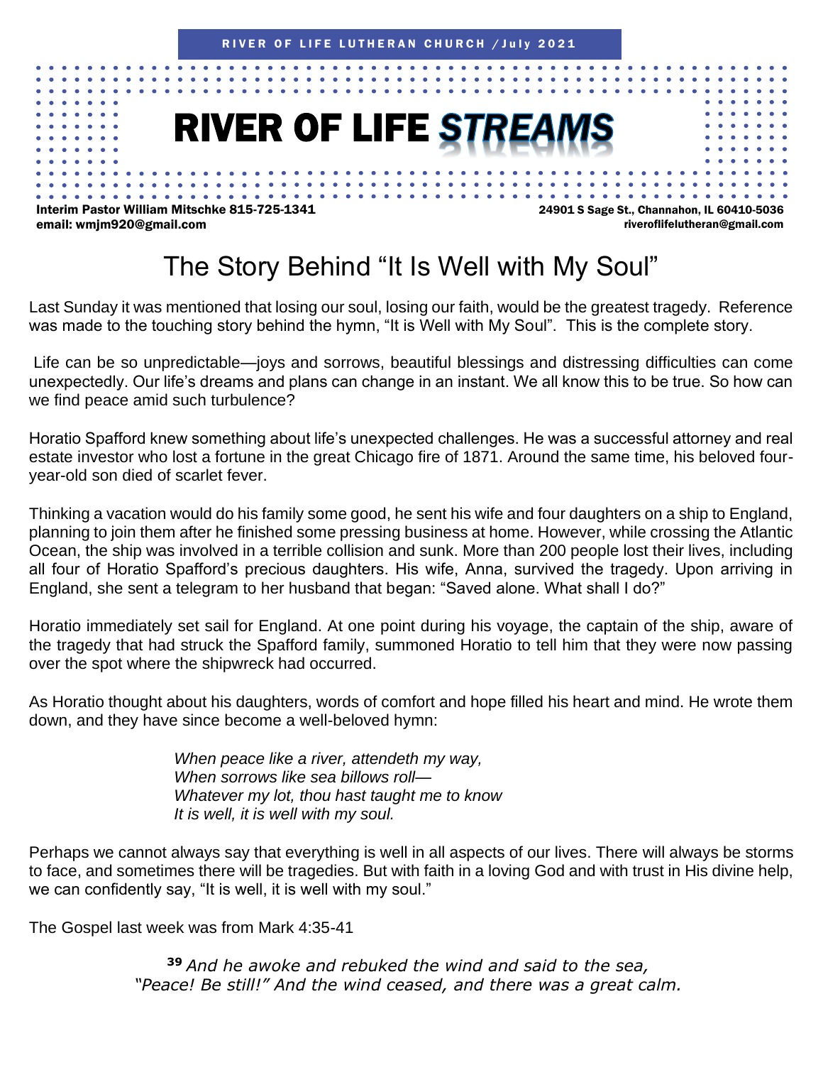RIVER OF LIFE LUTHERAN CHURCH / July 2021

# RIVER OF LIFE *STREAMS*

**Interim Pastor William Mitschke 815-725-1341**
**email: wmjm920@gmail.com**

**24901 S Sage St., Channahon, IL 60410-5036**
**riveroflifelutheran@gmail.com**

## The Story Behind "It Is Well with My Soul"

Last Sunday it was mentioned that losing our soul, losing our faith, would be the greatest tragedy. Reference was made to the touching story behind the hymn, "It is Well with My Soul". This is the complete story.

Life can be so unpredictable—joys and sorrows, beautiful blessings and distressing difficulties can come unexpectedly. Our life's dreams and plans can change in an instant. We all know this to be true. So how can we find peace amid such turbulence?

Horatio Spafford knew something about life's unexpected challenges. He was a successful attorney and real estate investor who lost a fortune in the great Chicago fire of 1871. Around the same time, his beloved four-year-old son died of scarlet fever.

Thinking a vacation would do his family some good, he sent his wife and four daughters on a ship to England, planning to join them after he finished some pressing business at home. However, while crossing the Atlantic Ocean, the ship was involved in a terrible collision and sunk. More than 200 people lost their lives, including all four of Horatio Spafford's precious daughters. His wife, Anna, survived the tragedy. Upon arriving in England, she sent a telegram to her husband that began: "Saved alone. What shall I do?"

Horatio immediately set sail for England. At one point during his voyage, the captain of the ship, aware of the tragedy that had struck the Spafford family, summoned Horatio to tell him that they were now passing over the spot where the shipwreck had occurred.

As Horatio thought about his daughters, words of comfort and hope filled his heart and mind. He wrote them down, and they have since become a well-beloved hymn:

> *When peace like a river, attendeth my way,*
> *When sorrows like sea billows roll—*
> *Whatever my lot, thou hast taught me to know*
> *It is well, it is well with my soul.*

Perhaps we cannot always say that everything is well in all aspects of our lives. There will always be storms to face, and sometimes there will be tragedies. But with faith in a loving God and with trust in His divine help, we can confidently say, "It is well, it is well with my soul."

The Gospel last week was from Mark 4:35-41

> **39** *And he awoke and rebuked the wind and said to the sea, "Peace! Be still!" And the wind ceased, and there was a great calm.*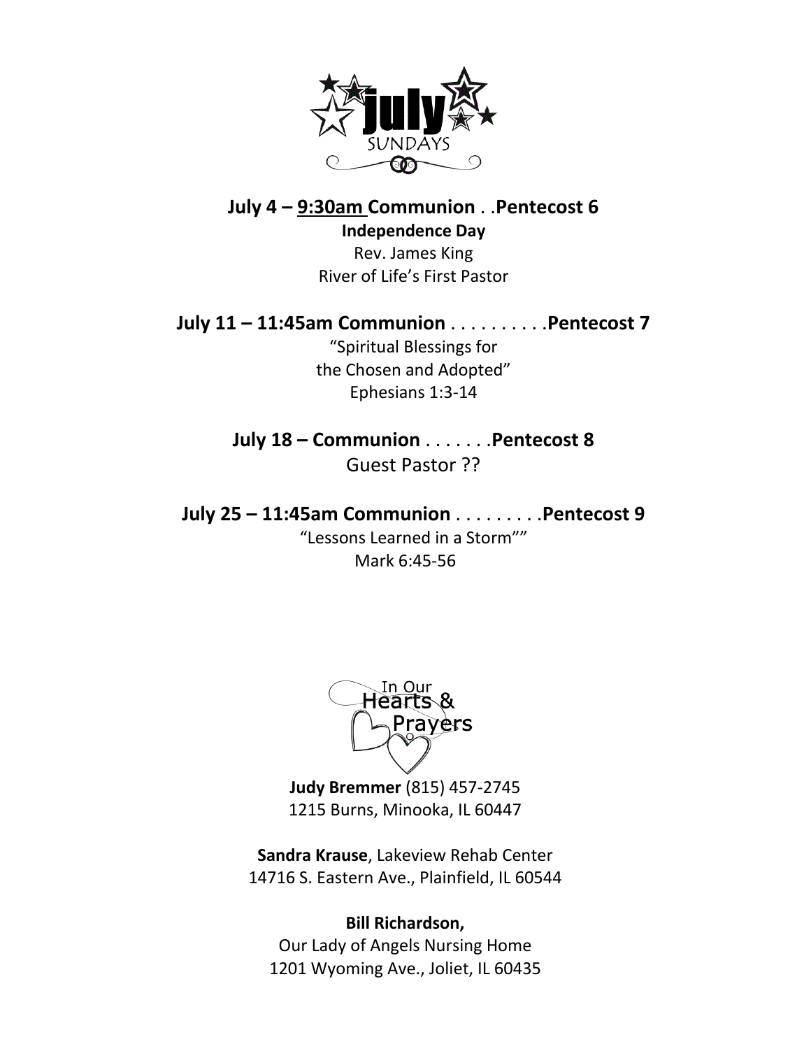# july SUNDAYS

**July 4 – 9:30am Communion . .Pentecost 6**

**Independence Day**

Rev. James King

River of Life's First Pastor

**July 11 – 11:45am Communion** . . . . . . . . . .**Pentecost 7**

"Spiritual Blessings for

the Chosen and Adopted"

Ephesians 1:3-14

**July 18 – Communion** . . . . . . .**Pentecost 8**

Guest Pastor ??

**July 25 – 11:45am Communion** . . . . . . . . .**Pentecost 9**

"Lessons Learned in a Storm""

Mark 6:45-56

## In Our Hearts & Prayers

**Judy Bremmer** (815) 457-2745

1215 Burns, Minooka, IL 60447

**Sandra Krause**, Lakeview Rehab Center

14716 S. Eastern Ave., Plainfield, IL 60544

**Bill Richardson,**

Our Lady of Angels Nursing Home

1201 Wyoming Ave., Joliet, IL 60435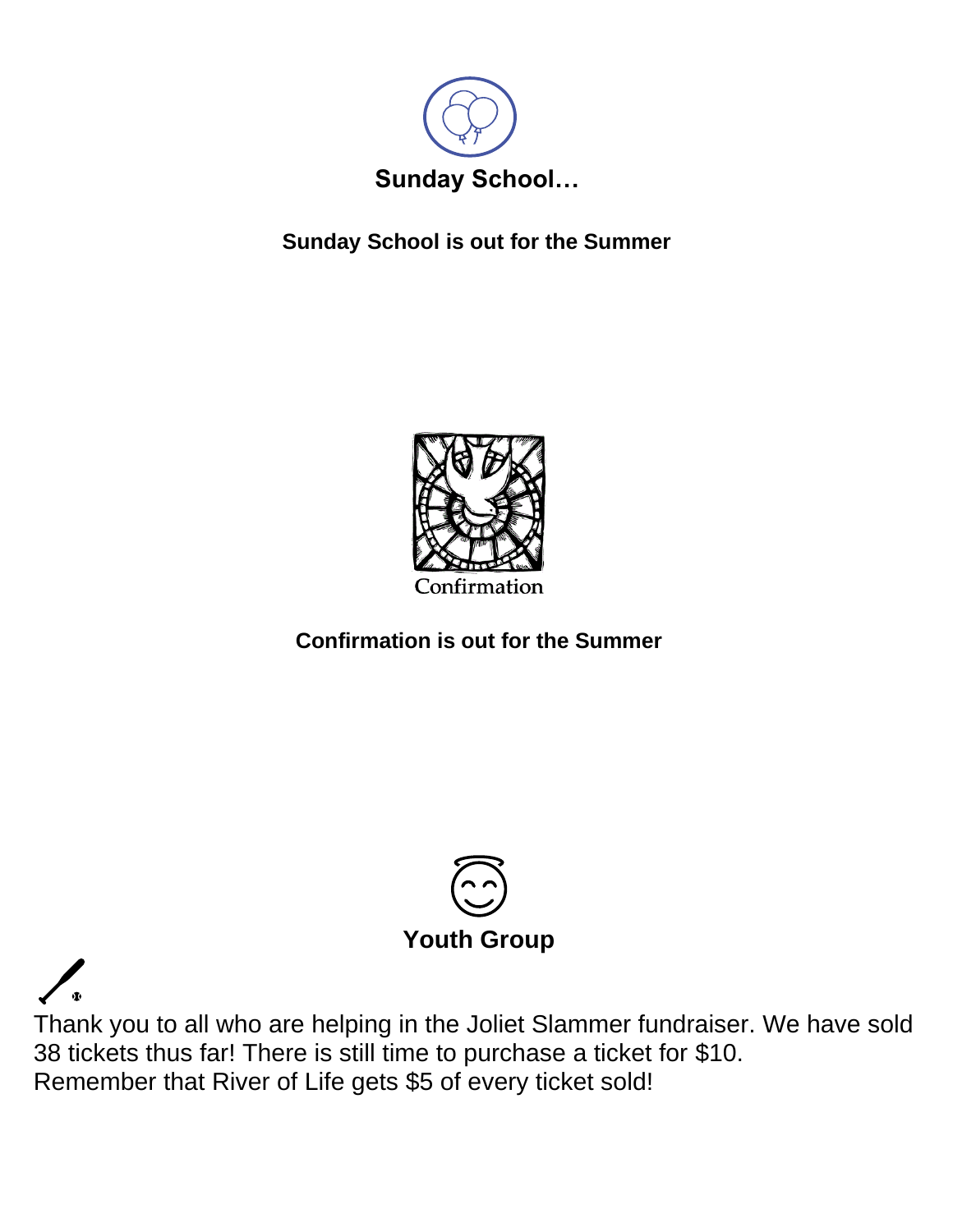## Sunday School…

**Sunday School is out for the Summer**

Confirmation

**Confirmation is out for the Summer**

## Youth Group

Thank you to all who are helping in the Joliet Slammer fundraiser. We have sold 38 tickets thus far! There is still time to purchase a ticket for $10.
Remember that River of Life gets $5 of every ticket sold!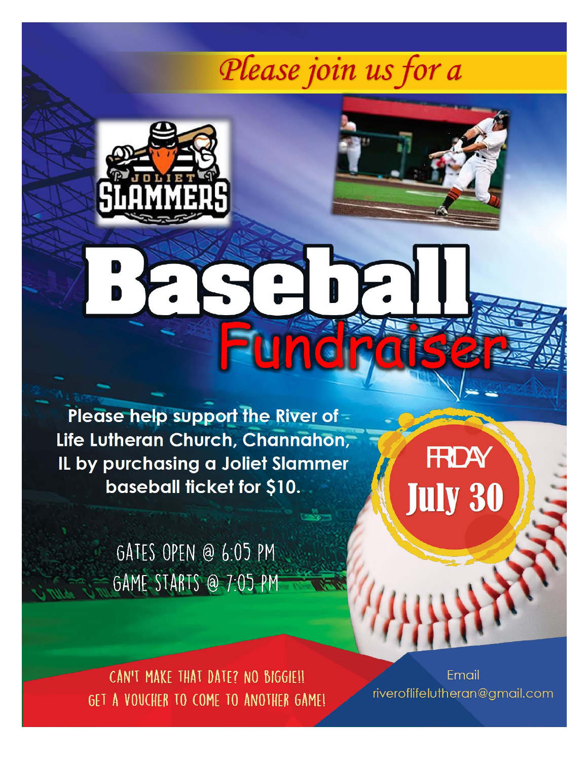*Please join us for a*

JOLIET SLAMMERS

# Baseball Fundraiser

**Please help support the River of Life Lutheran Church, Channahon, IL by purchasing a Joliet Slammer baseball ticket for $10.**

FRIDAY
**July 30**

GATES OPEN @ 6:05 PM
GAME STARTS @ 7:05 PM

CAN'T MAKE THAT DATE? NO BIGGIE!!
GET A VOUCHER TO COME TO ANOTHER GAME!

Email
riveroflifelutheran@gmail.com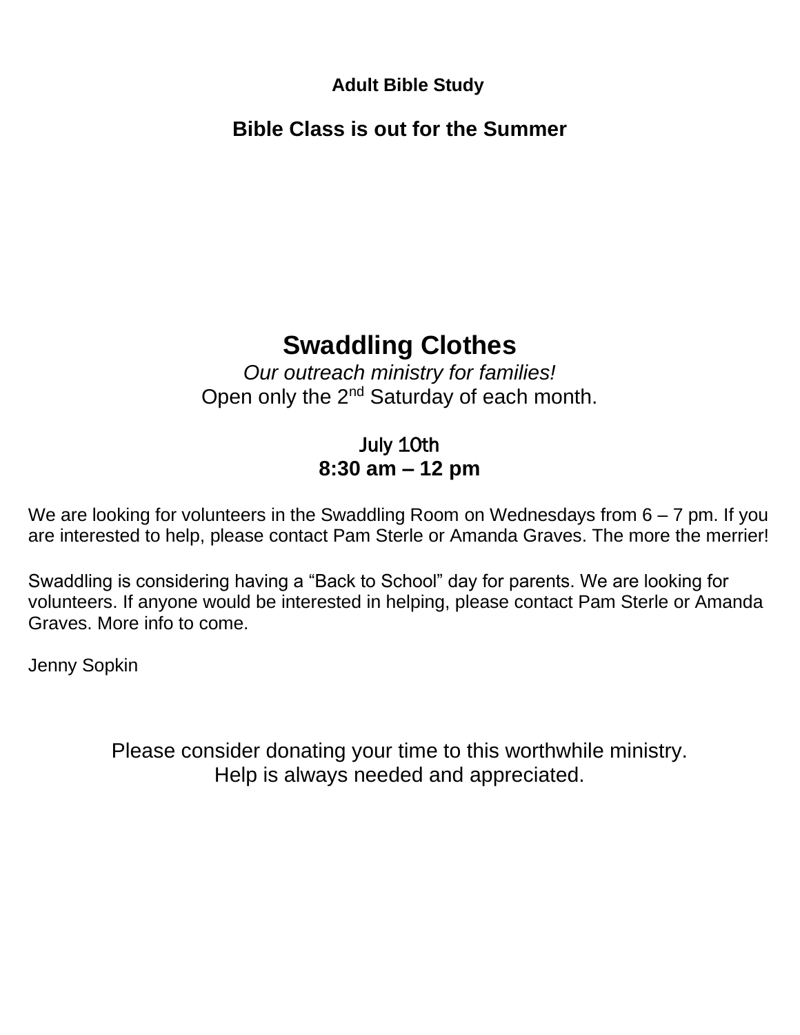**Adult Bible Study**

**Bible Class is out for the Summer**

# Swaddling Clothes

*Our outreach ministry for families!*

Open only the 2nd Saturday of each month.

July 10th

**8:30 am – 12 pm**

We are looking for volunteers in the Swaddling Room on Wednesdays from 6 – 7 pm. If you are interested to help, please contact Pam Sterle or Amanda Graves. The more the merrier!

Swaddling is considering having a “Back to School” day for parents. We are looking for volunteers. If anyone would be interested in helping, please contact Pam Sterle or Amanda Graves. More info to come.

Jenny Sopkin

Please consider donating your time to this worthwhile ministry.
Help is always needed and appreciated.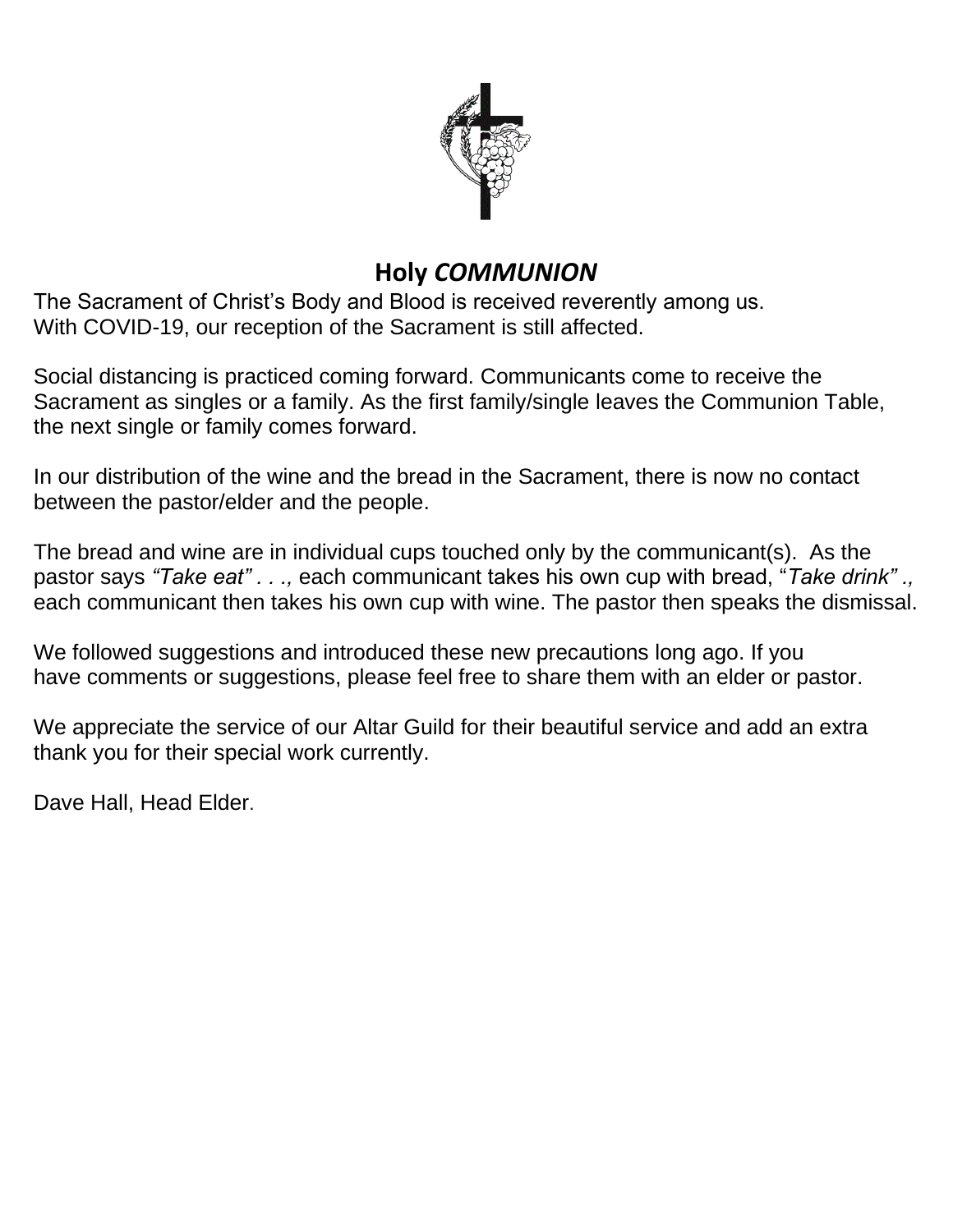## Holy *COMMUNION*

The Sacrament of Christ's Body and Blood is received reverently among us.
With COVID-19, our reception of the Sacrament is still affected.

Social distancing is practiced coming forward. Communicants come to receive the Sacrament as singles or a family. As the first family/single leaves the Communion Table, the next single or family comes forward.

In our distribution of the wine and the bread in the Sacrament, there is now no contact between the pastor/elder and the people.

The bread and wine are in individual cups touched only by the communicant(s). As the pastor says *"Take eat" . . .,* each communicant takes his own cup with bread, "*Take drink" .,* each communicant then takes his own cup with wine. The pastor then speaks the dismissal.

We followed suggestions and introduced these new precautions long ago. If you have comments or suggestions, please feel free to share them with an elder or pastor.

We appreciate the service of our Altar Guild for their beautiful service and add an extra thank you for their special work currently.

Dave Hall, Head Elder.